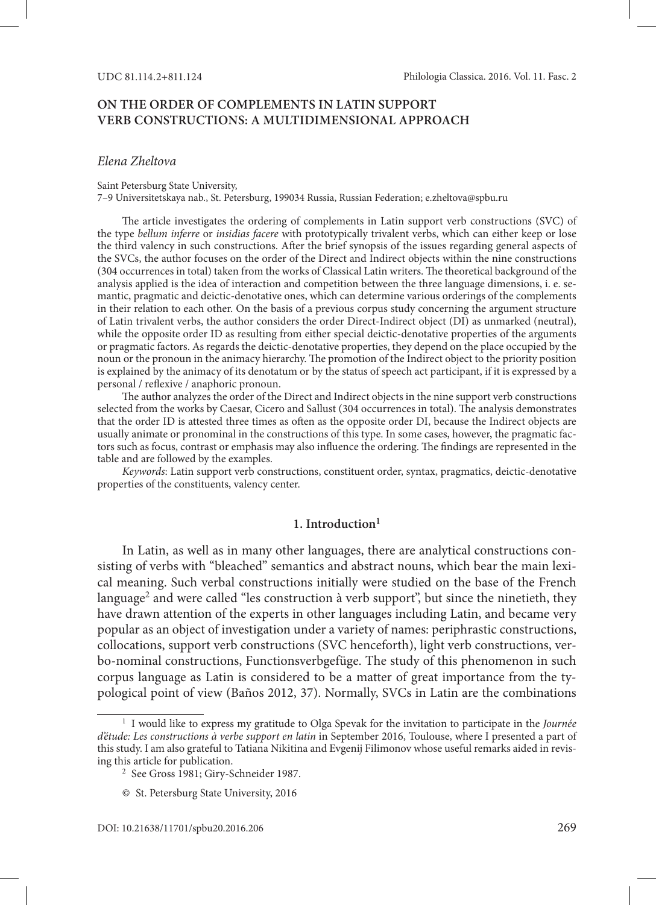# ON THE ORDER OF COMPLEMENTS IN LATIN SUPPORT VERB CONSTRUCTIONS: A MULTIDIMENSIONAL APPROACH

*Elena Zheltova*

Saint Petersburg State University,
7–9 Universitetskaya nab., St. Petersburg, 199034 Russia, Russian Federation; e.zheltova@spbu.ru

The article investigates the ordering of complements in Latin support verb constructions (SVC) of the type *bellum inferre* or *insidias facere* with prototypically trivalent verbs, which can either keep or lose the third valency in such constructions. After the brief synopsis of the issues regarding general aspects of the SVCs, the author focuses on the order of the Direct and Indirect objects within the nine constructions (304 occurrences in total) taken from the works of Classical Latin writers. The theoretical background of the analysis applied is the idea of interaction and competition between the three language dimensions, i. e. semantic, pragmatic and deictic-denotative ones, which can determine various orderings of the complements in their relation to each other. On the basis of a previous corpus study concerning the argument structure of Latin trivalent verbs, the author considers the order Direct-Indirect object (DI) as unmarked (neutral), while the opposite order ID as resulting from either special deictic-denotative properties of the arguments or pragmatic factors. As regards the deictic-denotative properties, they depend on the place occupied by the noun or the pronoun in the animacy hierarchy. The promotion of the Indirect object to the priority position is explained by the animacy of its denotatum or by the status of speech act participant, if it is expressed by a personal / reflexive / anaphoric pronoun.

The author analyzes the order of the Direct and Indirect objects in the nine support verb constructions selected from the works by Caesar, Cicero and Sallust (304 occurrences in total). The analysis demonstrates that the order ID is attested three times as often as the opposite order DI, because the Indirect objects are usually animate or pronominal in the constructions of this type. In some cases, however, the pragmatic factors such as focus, contrast or emphasis may also influence the ordering. The findings are represented in the table and are followed by the examples.

*Keywords*: Latin support verb constructions, constituent order, syntax, pragmatics, deictic-denotative properties of the constituents, valency center.

## 1. Introduction[1]

In Latin, as well as in many other languages, there are analytical constructions consisting of verbs with "bleached" semantics and abstract nouns, which bear the main lexical meaning. Such verbal constructions initially were studied on the base of the French language[2] and were called "les construction à verb support", but since the ninetieth, they have drawn attention of the experts in other languages including Latin, and became very popular as an object of investigation under a variety of names: periphrastic constructions, collocations, support verb constructions (SVC henceforth), light verb constructions, verbo-nominal constructions, Functionsverbgefüge. The study of this phenomenon in such corpus language as Latin is considered to be a matter of great importance from the typological point of view (Baños 2012, 37). Normally, SVCs in Latin are the combinations

[1] I would like to express my gratitude to Olga Spevak for the invitation to participate in the *Journée d'étude: Les constructions à verbe support en latin* in September 2016, Toulouse, where I presented a part of this study. I am also grateful to Tatiana Nikitina and Evgenij Filimonov whose useful remarks aided in revising this article for publication.

[2] See Gross 1981; Giry-Schneider 1987.

© St. Petersburg State University, 2016

DOI: 10.21638/11701/spbu20.2016.206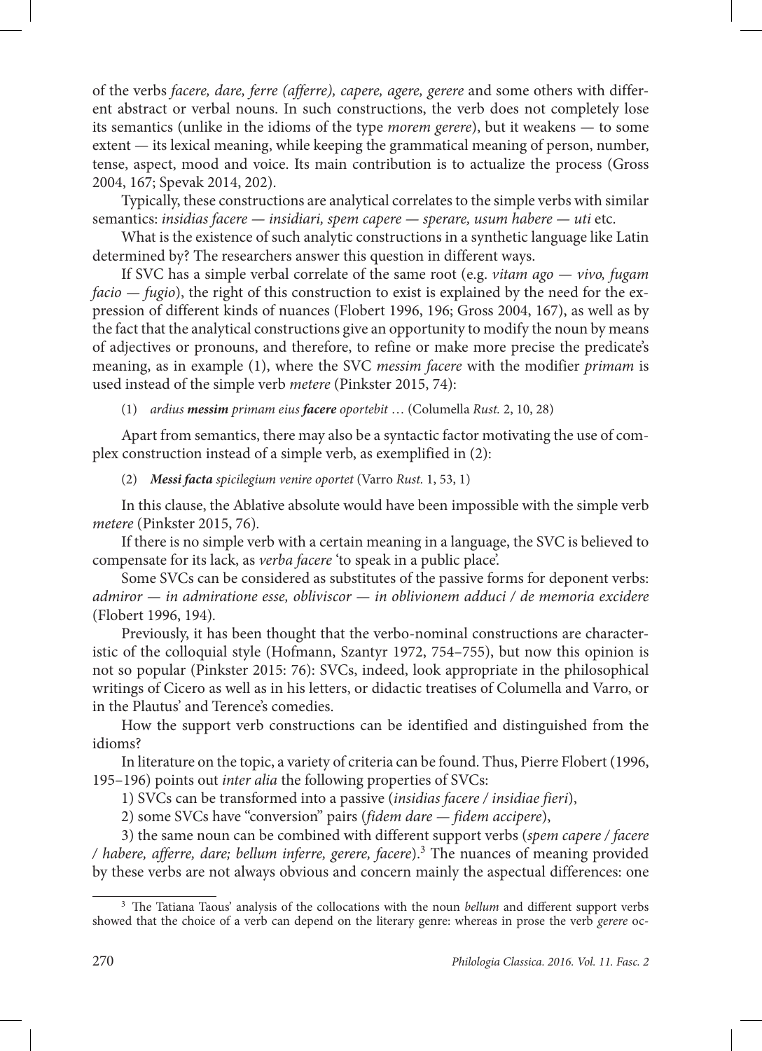of the verbs *facere, dare, ferre (afferre), capere, agere, gerere* and some others with different abstract or verbal nouns. In such constructions, the verb does not completely lose its semantics (unlike in the idioms of the type *morem gerere*), but it weakens — to some extent — its lexical meaning, while keeping the grammatical meaning of person, number, tense, aspect, mood and voice. Its main contribution is to actualize the process (Gross 2004, 167; Spevak 2014, 202).

Typically, these constructions are analytical correlates to the simple verbs with similar semantics: *insidias facere — insidiari, spem capere — sperare, usum habere — uti* etc.

What is the existence of such analytic constructions in a synthetic language like Latin determined by? The researchers answer this question in different ways.

If SVC has a simple verbal correlate of the same root (e.g. *vitam ago — vivo, fugam facio — fugio*), the right of this construction to exist is explained by the need for the expression of different kinds of nuances (Flobert 1996, 196; Gross 2004, 167), as well as by the fact that the analytical constructions give an opportunity to modify the noun by means of adjectives or pronouns, and therefore, to refine or make more precise the predicate's meaning, as in example (1), where the SVC *messim facere* with the modifier *primam* is used instead of the simple verb *metere* (Pinkster 2015, 74):

(1) *ardius **messim** primam eius **facere** oportebit* … (Columella *Rust.* 2, 10, 28)

Apart from semantics, there may also be a syntactic factor motivating the use of complex construction instead of a simple verb, as exemplified in (2):

(2) ***Messi facta** spicilegium venire oportet* (Varro *Rust.* 1, 53, 1)

In this clause, the Ablative absolute would have been impossible with the simple verb *metere* (Pinkster 2015, 76).

If there is no simple verb with a certain meaning in a language, the SVC is believed to compensate for its lack, as *verba facere* 'to speak in a public place'.

Some SVCs can be considered as substitutes of the passive forms for deponent verbs: *admiror — in admiratione esse, obliviscor — in oblivionem adduci / de memoria excidere* (Flobert 1996, 194).

Previously, it has been thought that the verbo-nominal constructions are characteristic of the colloquial style (Hofmann, Szantyr 1972, 754–755), but now this opinion is not so popular (Pinkster 2015: 76): SVCs, indeed, look appropriate in the philosophical writings of Cicero as well as in his letters, or didactic treatises of Columella and Varro, or in the Plautus' and Terence's comedies.

How the support verb constructions can be identified and distinguished from the idioms?

In literature on the topic, a variety of criteria can be found. Thus, Pierre Flobert (1996, 195–196) points out *inter alia* the following properties of SVCs:

1) SVCs can be transformed into a passive (*insidias facere / insidiae fieri*),

2) some SVCs have "conversion" pairs (*fidem dare — fidem accipere*),

3) the same noun can be combined with different support verbs (*spem capere / facere / habere, afferre, dare; bellum inferre, gerere, facere*).[3] The nuances of meaning provided by these verbs are not always obvious and concern mainly the aspectual differences: one

[3] The Tatiana Taous' analysis of the collocations with the noun *bellum* and different support verbs showed that the choice of a verb can depend on the literary genre: whereas in prose the verb *gerere* oc-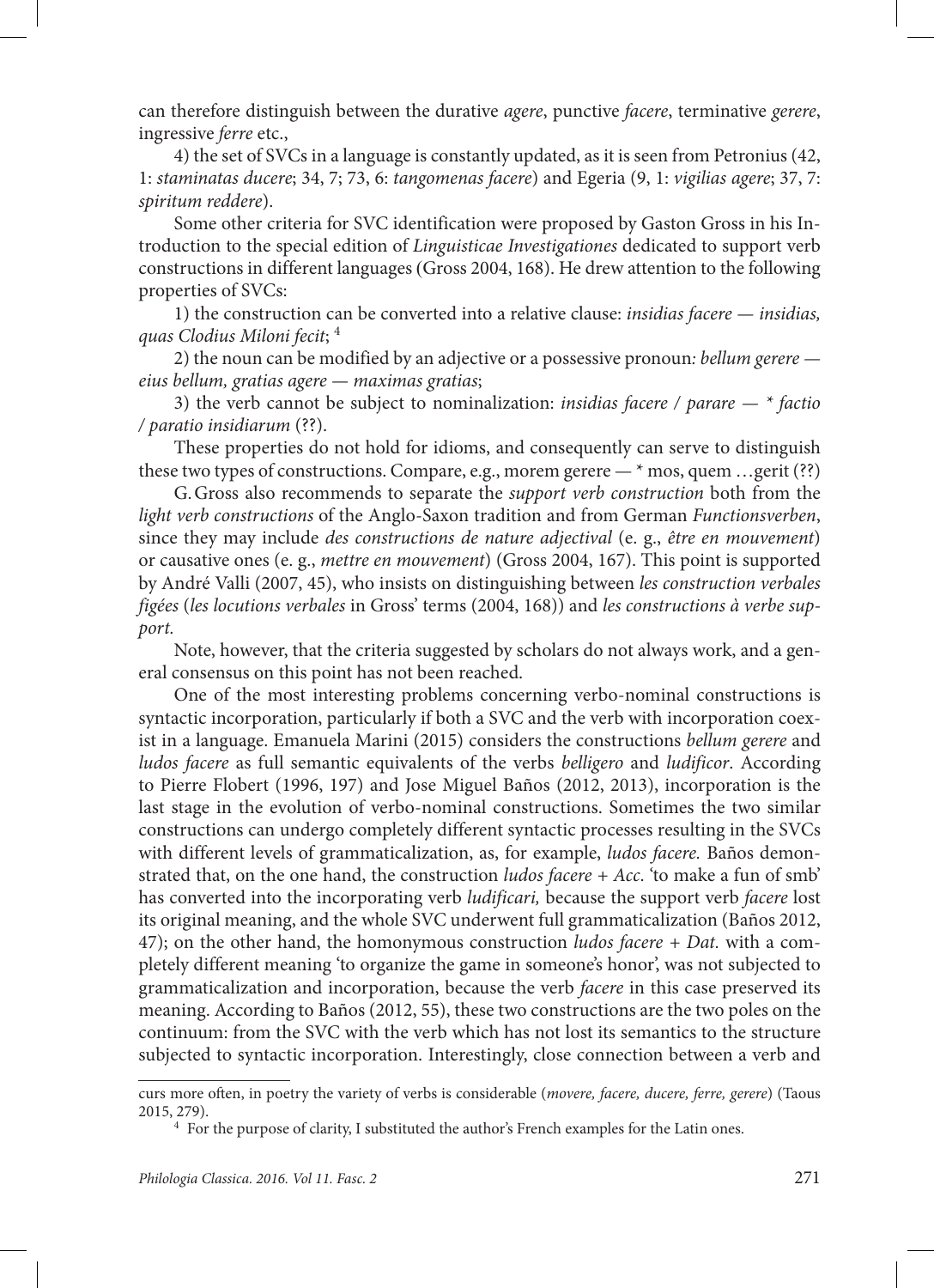can therefore distinguish between the durative *agere*, punctive *facere*, terminative *gerere*, ingressive *ferre* etc.,

4) the set of SVCs in a language is constantly updated, as it is seen from Petronius (42, 1: *staminatas ducere*; 34, 7; 73, 6: *tangomenas facere*) and Egeria (9, 1: *vigilias agere*; 37, 7: *spiritum reddere*).

Some other criteria for SVC identification were proposed by Gaston Gross in his Introduction to the special edition of *Linguisticae Investigationes* dedicated to support verb constructions in different languages (Gross 2004, 168). He drew attention to the following properties of SVCs:

1) the construction can be converted into a relative clause: *insidias facere — insidias, quas Clodius Miloni fecit*; [4]

2) the noun can be modified by an adjective or a possessive pronoun*: bellum gerere — eius bellum, gratias agere — maximas gratias*;

3) the verb cannot be subject to nominalization: *insidias facere / parare — * factio / paratio insidiarum* (??).

These properties do not hold for idioms, and consequently can serve to distinguish these two types of constructions. Compare, e.g., morem gerere — * mos, quem …gerit (??)

G. Gross also recommends to separate the *support verb construction* both from the *light verb constructions* of the Anglo-Saxon tradition and from German *Functionsverben*, since they may include *des constructions de nature adjectival* (e. g., *être en mouvement*) or causative ones (e. g., *mettre en mouvement*) (Gross 2004, 167). This point is supported by André Valli (2007, 45), who insists on distinguishing between *les construction verbales figées* (*les locutions verbales* in Gross' terms (2004, 168)) and *les constructions à verbe support.*

Note, however, that the criteria suggested by scholars do not always work, and a general consensus on this point has not been reached.

One of the most interesting problems concerning verbo-nominal constructions is syntactic incorporation, particularly if both a SVC and the verb with incorporation coexist in a language. Emanuela Marini (2015) considers the constructions *bellum gerere* and *ludos facere* as full semantic equivalents of the verbs *belligero* and *ludificor*. According to Pierre Flobert (1996, 197) and Jose Miguel Baños (2012, 2013), incorporation is the last stage in the evolution of verbo-nominal constructions. Sometimes the two similar constructions can undergo completely different syntactic processes resulting in the SVCs with different levels of grammaticalization, as, for example, *ludos facere.* Baños demonstrated that, on the one hand, the construction *ludos facere + Acc.* 'to make a fun of smb' has converted into the incorporating verb *ludificari,* because the support verb *facere* lost its original meaning, and the whole SVC underwent full grammaticalization (Baños 2012, 47); on the other hand, the homonymous construction *ludos facere + Dat.* with a completely different meaning 'to organize the game in someone's honor', was not subjected to grammaticalization and incorporation, because the verb *facere* in this case preserved its meaning. According to Baños (2012, 55), these two constructions are the two poles on the continuum: from the SVC with the verb which has not lost its semantics to the structure subjected to syntactic incorporation. Interestingly, close connection between a verb and

---

curs more often, in poetry the variety of verbs is considerable (*movere, facere, ducere, ferre, gerere*) (Taous 2015, 279).

[4] For the purpose of clarity, I substituted the author's French examples for the Latin ones.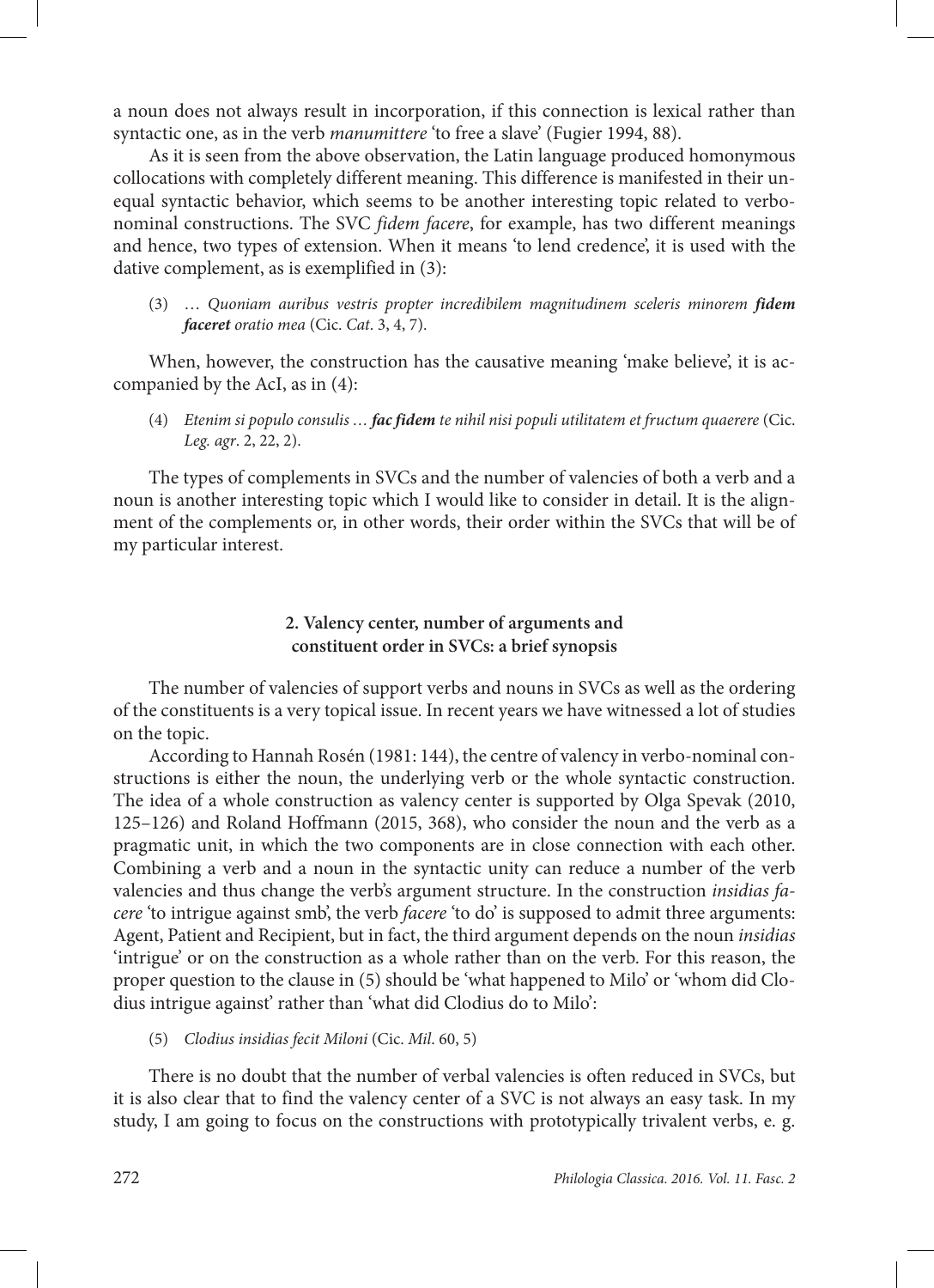a noun does not always result in incorporation, if this connection is lexical rather than syntactic one, as in the verb *manumittere* 'to free a slave' (Fugier 1994, 88).

As it is seen from the above observation, the Latin language produced homonymous collocations with completely different meaning. This difference is manifested in their unequal syntactic behavior, which seems to be another interesting topic related to verbo-nominal constructions. The SVC *fidem facere*, for example, has two different meanings and hence, two types of extension. When it means 'to lend credence', it is used with the dative complement, as is exemplified in (3):

(3) … *Quoniam auribus vestris propter incredibilem magnitudinem sceleris minorem **fidem faceret** oratio mea* (Cic. *Cat*. 3, 4, 7).

When, however, the construction has the causative meaning 'make believe', it is accompanied by the AcI, as in (4):

(4) *Etenim si populo consulis … **fac fidem** te nihil nisi populi utilitatem et fructum quaerere* (Cic. *Leg. agr*. 2, 22, 2).

The types of complements in SVCs and the number of valencies of both a verb and a noun is another interesting topic which I would like to consider in detail. It is the alignment of the complements or, in other words, their order within the SVCs that will be of my particular interest.

## 2. Valency center, number of arguments and constituent order in SVCs: a brief synopsis

The number of valencies of support verbs and nouns in SVCs as well as the ordering of the constituents is a very topical issue. In recent years we have witnessed a lot of studies on the topic.

According to Hannah Rosén (1981: 144), the centre of valency in verbo-nominal constructions is either the noun, the underlying verb or the whole syntactic construction. The idea of a whole construction as valency center is supported by Olga Spevak (2010, 125–126) and Roland Hoffmann (2015, 368), who consider the noun and the verb as a pragmatic unit, in which the two components are in close connection with each other. Combining a verb and a noun in the syntactic unity can reduce a number of the verb valencies and thus change the verb's argument structure. In the construction *insidias facere* 'to intrigue against smb', the verb *facere* 'to do' is supposed to admit three arguments: Agent, Patient and Recipient, but in fact, the third argument depends on the noun *insidias* 'intrigue' or on the construction as a whole rather than on the verb. For this reason, the proper question to the clause in (5) should be 'what happened to Milo' or 'whom did Clodius intrigue against' rather than 'what did Clodius do to Milo':

(5) *Clodius insidias fecit Miloni* (Cic. *Mil*. 60, 5)

There is no doubt that the number of verbal valencies is often reduced in SVCs, but it is also clear that to find the valency center of a SVC is not always an easy task. In my study, I am going to focus on the constructions with prototypically trivalent verbs, e. g.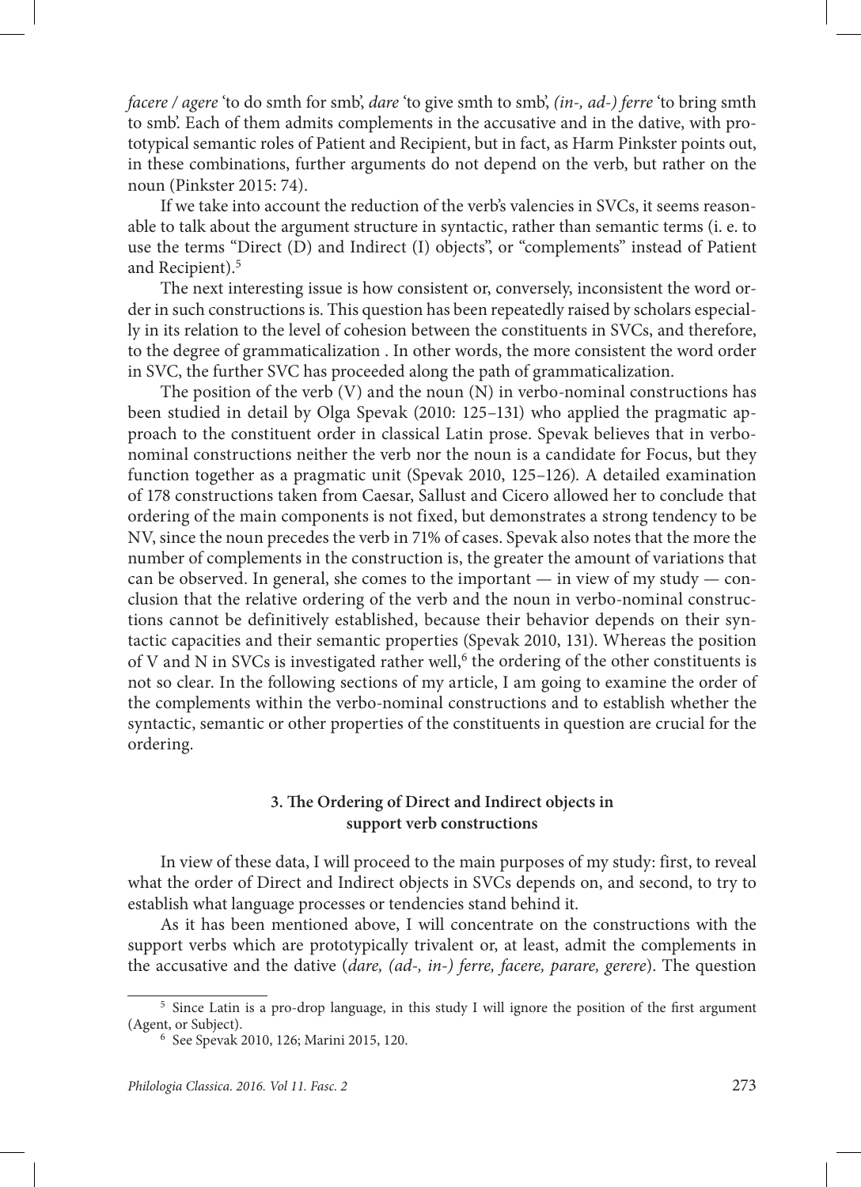*facere / agere* 'to do smth for smb', *dare* 'to give smth to smb', *(in-, ad-) ferre* 'to bring smth to smb'. Each of them admits complements in the accusative and in the dative, with prototypical semantic roles of Patient and Recipient, but in fact, as Harm Pinkster points out, in these combinations, further arguments do not depend on the verb, but rather on the noun (Pinkster 2015: 74).

If we take into account the reduction of the verb's valencies in SVCs, it seems reasonable to talk about the argument structure in syntactic, rather than semantic terms (i. e. to use the terms "Direct (D) and Indirect (I) objects", or "complements" instead of Patient and Recipient).[5]

The next interesting issue is how consistent or, conversely, inconsistent the word order in such constructions is. This question has been repeatedly raised by scholars especially in its relation to the level of cohesion between the constituents in SVCs, and therefore, to the degree of grammaticalization . In other words, the more consistent the word order in SVC, the further SVC has proceeded along the path of grammaticalization.

The position of the verb (V) and the noun (N) in verbo-nominal constructions has been studied in detail by Olga Spevak (2010: 125–131) who applied the pragmatic approach to the constituent order in classical Latin prose. Spevak believes that in verbo-nominal constructions neither the verb nor the noun is a candidate for Focus, but they function together as a pragmatic unit (Spevak 2010, 125–126). A detailed examination of 178 constructions taken from Caesar, Sallust and Cicero allowed her to conclude that ordering of the main components is not fixed, but demonstrates a strong tendency to be NV, since the noun precedes the verb in 71% of cases. Spevak also notes that the more the number of complements in the construction is, the greater the amount of variations that can be observed. In general, she comes to the important — in view of my study — conclusion that the relative ordering of the verb and the noun in verbo-nominal constructions cannot be definitively established, because their behavior depends on their syntactic capacities and their semantic properties (Spevak 2010, 131). Whereas the position of V and N in SVCs is investigated rather well,[6] the ordering of the other constituents is not so clear. In the following sections of my article, I am going to examine the order of the complements within the verbo-nominal constructions and to establish whether the syntactic, semantic or other properties of the constituents in question are crucial for the ordering.

### 3. The Ordering of Direct and Indirect objects in support verb constructions

In view of these data, I will proceed to the main purposes of my study: first, to reveal what the order of Direct and Indirect objects in SVCs depends on, and second, to try to establish what language processes or tendencies stand behind it.

As it has been mentioned above, I will concentrate on the constructions with the support verbs which are prototypically trivalent or, at least, admit the complements in the accusative and the dative (*dare, (ad-, in-) ferre, facere, parare, gerere*). The question

---

[5] Since Latin is a pro-drop language, in this study I will ignore the position of the first argument (Agent, or Subject).

[6] See Spevak 2010, 126; Marini 2015, 120.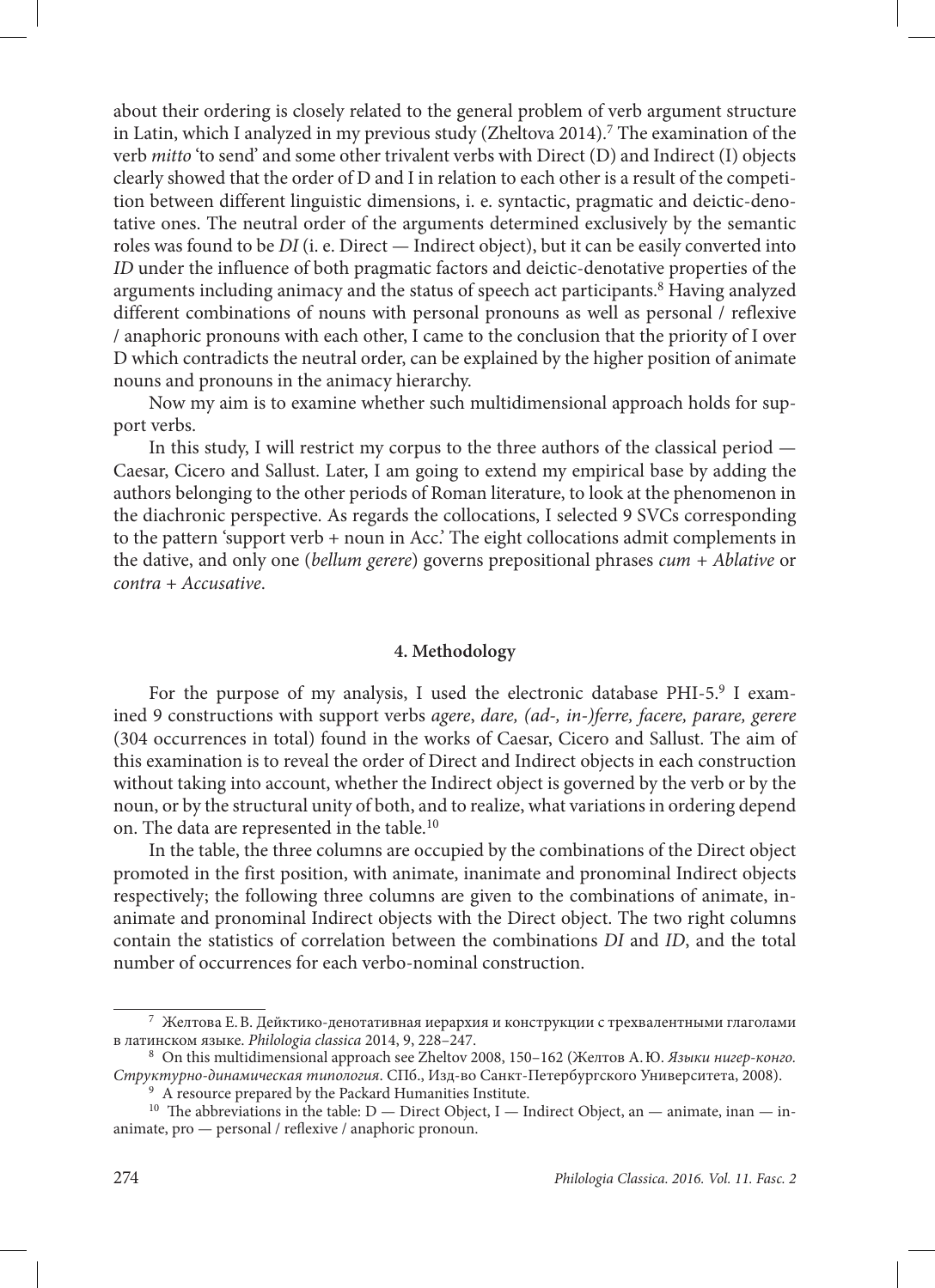about their ordering is closely related to the general problem of verb argument structure in Latin, which I analyzed in my previous study (Zheltova 2014).[7] The examination of the verb *mitto* 'to send' and some other trivalent verbs with Direct (D) and Indirect (I) objects clearly showed that the order of D and I in relation to each other is a result of the competition between different linguistic dimensions, i. e. syntactic, pragmatic and deictic-denotative ones. The neutral order of the arguments determined exclusively by the semantic roles was found to be *DI* (i. e. Direct — Indirect object), but it can be easily converted into *ID* under the influence of both pragmatic factors and deictic-denotative properties of the arguments including animacy and the status of speech act participants.[8] Having analyzed different combinations of nouns with personal pronouns as well as personal / reflexive / anaphoric pronouns with each other, I came to the conclusion that the priority of I over D which contradicts the neutral order, can be explained by the higher position of animate nouns and pronouns in the animacy hierarchy.

Now my aim is to examine whether such multidimensional approach holds for support verbs.

In this study, I will restrict my corpus to the three authors of the classical period — Caesar, Cicero and Sallust. Later, I am going to extend my empirical base by adding the authors belonging to the other periods of Roman literature, to look at the phenomenon in the diachronic perspective. As regards the collocations, I selected 9 SVCs corresponding to the pattern 'support verb + noun in Acc.' The eight collocations admit complements in the dative, and only one (*bellum gerere*) governs prepositional phrases *cum + Ablative* or *contra + Accusative*.

## 4. Methodology

For the purpose of my analysis, I used the electronic database PHI-5.[9] I examined 9 constructions with support verbs *agere*, *dare, (ad-, in-)ferre, facere, parare, gerere* (304 occurrences in total) found in the works of Caesar, Cicero and Sallust. The aim of this examination is to reveal the order of Direct and Indirect objects in each construction without taking into account, whether the Indirect object is governed by the verb or by the noun, or by the structural unity of both, and to realize, what variations in ordering depend on. The data are represented in the table.[10]

In the table, the three columns are occupied by the combinations of the Direct object promoted in the first position, with animate, inanimate and pronominal Indirect objects respectively; the following three columns are given to the combinations of animate, inanimate and pronominal Indirect objects with the Direct object. The two right columns contain the statistics of correlation between the combinations *DI* and *ID*, and the total number of occurrences for each verbo-nominal construction.

---

[7] Желтова Е. В. Дейктико-денотативная иерархия и конструкции с трехвалентными глаголами в латинском языке. *Philologia classica* 2014, 9, 228–247.

[8] On this multidimensional approach see Zheltov 2008, 150–162 (Желтов А. Ю. *Языки нигер-конго. Структурно-динамическая типология*. СПб., Изд-во Санкт-Петербургского Университета, 2008).

[9] A resource prepared by the Packard Humanities Institute.

[10] The abbreviations in the table: D — Direct Object, I — Indirect Object, an — animate, inan — inanimate, pro — personal / reflexive / anaphoric pronoun.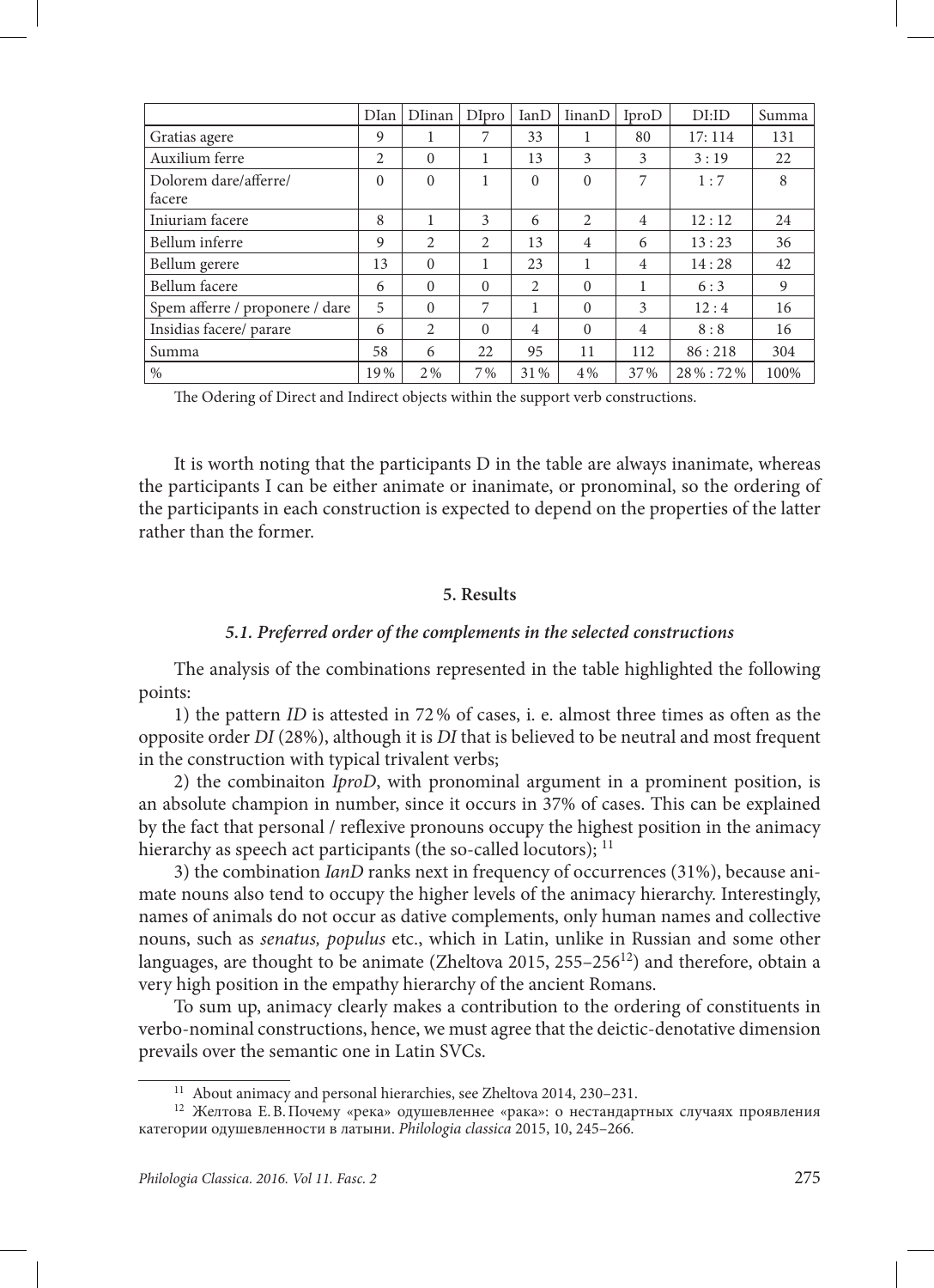| | DIan | DIinan | DIpro | IanD | IinanD | IproD | DI:ID | Summa |
|---|---|---|---|---|---|---|---|---|
| Gratias agere | 9 | 1 | 7 | 33 | 1 | 80 | 17: 114 | 131 |
| Auxilium ferre | 2 | 0 | 1 | 13 | 3 | 3 | 3 : 19 | 22 |
| Dolorem dare/afferre/ facere | 0 | 0 | 1 | 0 | 0 | 7 | 1 : 7 | 8 |
| Iniuriam facere | 8 | 1 | 3 | 6 | 2 | 4 | 12 : 12 | 24 |
| Bellum inferre | 9 | 2 | 2 | 13 | 4 | 6 | 13 : 23 | 36 |
| Bellum gerere | 13 | 0 | 1 | 23 | 1 | 4 | 14 : 28 | 42 |
| Bellum facere | 6 | 0 | 0 | 2 | 0 | 1 | 6 : 3 | 9 |
| Spem afferre / proponere / dare | 5 | 0 | 7 | 1 | 0 | 3 | 12 : 4 | 16 |
| Insidias facere/ parare | 6 | 2 | 0 | 4 | 0 | 4 | 8 : 8 | 16 |
| Summa | 58 | 6 | 22 | 95 | 11 | 112 | 86 : 218 | 304 |
| % | 19% | 2% | 7% | 31% | 4% | 37% | 28% : 72% | 100% |

The Odering of Direct and Indirect objects within the support verb constructions.

It is worth noting that the participants D in the table are always inanimate, whereas the participants I can be either animate or inanimate, or pronominal, so the ordering of the participants in each construction is expected to depend on the properties of the latter rather than the former.

## 5. Results

### *5.1. Preferred order of the complements in the selected constructions*

The analysis of the combinations represented in the table highlighted the following points:

1) the pattern *ID* is attested in 72% of cases, i. e. almost three times as often as the opposite order *DI* (28%), although it is *DI* that is believed to be neutral and most frequent in the construction with typical trivalent verbs;

2) the combinaiton *IproD*, with pronominal argument in a prominent position, is an absolute champion in number, since it occurs in 37% of cases. This can be explained by the fact that personal / reflexive pronouns occupy the highest position in the animacy hierarchy as speech act participants (the so-called locutors); [11]

3) the combination *IanD* ranks next in frequency of occurrences (31%), because animate nouns also tend to occupy the higher levels of the animacy hierarchy. Interestingly, names of animals do not occur as dative complements, only human names and collective nouns, such as *senatus, populus* etc., which in Latin, unlike in Russian and some other languages, are thought to be animate (Zheltova 2015, 255–256[12]) and therefore, obtain a very high position in the empathy hierarchy of the ancient Romans.

To sum up, animacy clearly makes a contribution to the ordering of constituents in verbo-nominal constructions, hence, we must agree that the deictic-denotative dimension prevails over the semantic one in Latin SVCs.

[11] About animacy and personal hierarchies, see Zheltova 2014, 230–231.

[12] Желтова Е. В. Почему «река» одушевленнее «рака»: о нестандартных случаях проявления категории одушевленности в латыни. *Philologia classica* 2015, 10, 245–266.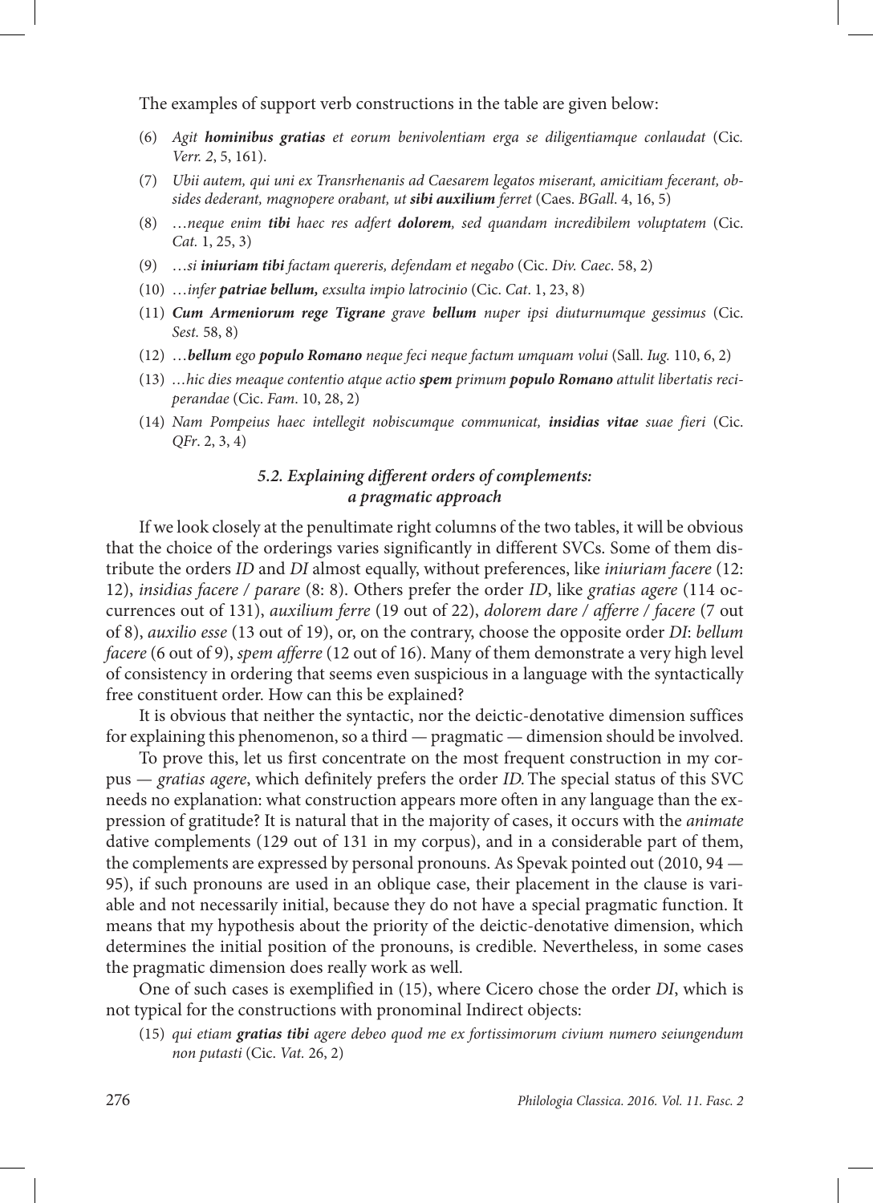The examples of support verb constructions in the table are given below:

(6) *Agit* ***hominibus gratias*** *et eorum benivolentiam erga se diligentiamque conlaudat* (Cic. *Verr. 2*, 5, 161).

(7) *Ubii autem, qui uni ex Transrhenanis ad Caesarem legatos miserant, amicitiam fecerant, obsides dederant, magnopere orabant, ut* ***sibi auxilium*** *ferret* (Caes. *BGall*. 4, 16, 5)

(8) *…neque enim* ***tibi*** *haec res adfert* ***dolorem****, sed quandam incredibilem voluptatem* (Cic. *Cat.* 1, 25, 3)

(9) *…si* ***iniuriam tibi*** *factam quereris, defendam et negabo* (Cic. *Div. Caec.* 58, 2)

(10) *…infer* ***patriae bellum,*** *exsulta impio latrocinio* (Cic. *Cat*. 1, 23, 8)

(11) ***Cum Armeniorum rege Tigrane*** *grave* ***bellum*** *nuper ipsi diuturnumque gessimus* (Cic. *Sest.* 58, 8)

(12) *…**bellum** ego **populo Romano** neque feci neque factum umquam volui* (Sall. *Iug.* 110, 6, 2)

(13) *…hic dies meaque contentio atque actio* ***spem*** *primum* ***populo Romano*** *attulit libertatis reciperandae* (Cic. *Fam.* 10, 28, 2)

(14) *Nam Pompeius haec intellegit nobiscumque communicat,* ***insidias vitae*** *suae fieri* (Cic. *QFr*. 2, 3, 4)

### *5.2. Explaining different orders of complements: a pragmatic approach*

If we look closely at the penultimate right columns of the two tables, it will be obvious that the choice of the orderings varies significantly in different SVCs. Some of them distribute the orders *ID* and *DI* almost equally, without preferences, like *iniuriam facere* (12: 12), *insidias facere / parare* (8: 8). Others prefer the order *ID*, like *gratias agere* (114 occurrences out of 131), *auxilium ferre* (19 out of 22), *dolorem dare / afferre / facere* (7 out of 8), *auxilio esse* (13 out of 19), or, on the contrary, choose the opposite order *DI*: *bellum facere* (6 out of 9), *spem afferre* (12 out of 16). Many of them demonstrate a very high level of consistency in ordering that seems even suspicious in a language with the syntactically free constituent order. How can this be explained?

It is obvious that neither the syntactic, nor the deictic-denotative dimension suffices for explaining this phenomenon, so a third — pragmatic — dimension should be involved.

To prove this, let us first concentrate on the most frequent construction in my corpus — *gratias agere*, which definitely prefers the order *ID.* The special status of this SVC needs no explanation: what construction appears more often in any language than the expression of gratitude? It is natural that in the majority of cases, it occurs with the *animate* dative complements (129 out of 131 in my corpus), and in a considerable part of them, the complements are expressed by personal pronouns. As Spevak pointed out (2010, 94 — 95), if such pronouns are used in an oblique case, their placement in the clause is variable and not necessarily initial, because they do not have a special pragmatic function. It means that my hypothesis about the priority of the deictic-denotative dimension, which determines the initial position of the pronouns, is credible. Nevertheless, in some cases the pragmatic dimension does really work as well.

One of such cases is exemplified in (15), where Cicero chose the order *DI*, which is not typical for the constructions with pronominal Indirect objects:

(15) *qui etiam* ***gratias tibi*** *agere debeo quod me ex fortissimorum civium numero seiungendum non putasti* (Cic. *Vat.* 26, 2)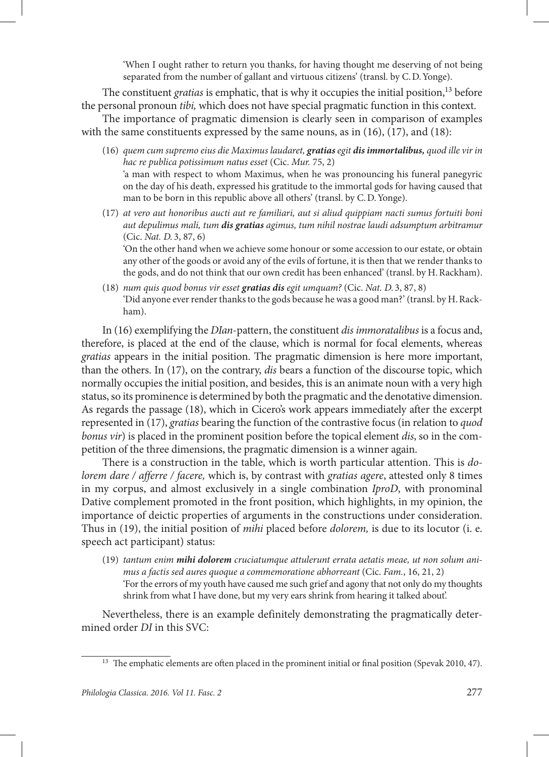'When I ought rather to return you thanks, for having thought me deserving of not being separated from the number of gallant and virtuous citizens' (transl. by C.D. Yonge).

The constituent *gratias* is emphatic, that is why it occupies the initial position,[13] before the personal pronoun *tibi,* which does not have special pragmatic function in this context.

The importance of pragmatic dimension is clearly seen in comparison of examples with the same constituents expressed by the same nouns, as in (16), (17), and (18):

(16) *quem cum supremo eius die Maximus laudaret,* ***gratias*** *egit* ***dis immortalibus,*** *quod ille vir in hac re publica potissimum natus esset* (Cic. *Mur.* 75, 2)
'a man with respect to whom Maximus, when he was pronouncing his funeral panegyric on the day of his death, expressed his gratitude to the immortal gods for having caused that man to be born in this republic above all others' (transl. by C.D. Yonge).

(17) *at vero aut honoribus aucti aut re familiari, aut si aliud quippiam nacti sumus fortuiti boni aut depulimus mali, tum* ***dis gratias*** *agimus, tum nihil nostrae laudi adsumptum arbitramur* (Cic. *Nat. D.* 3, 87, 6)
'On the other hand when we achieve some honour or some accession to our estate, or obtain any other of the goods or avoid any of the evils of fortune, it is then that we render thanks to the gods, and do not think that our own credit has been enhanced' (transl. by H. Rackham).

(18) *num quis quod bonus vir esset* ***gratias dis*** *egit umquam?* (Cic. *Nat. D.* 3, 87, 8)
'Did anyone ever render thanks to the gods because he was a good man?' (transl. by H. Rackham).

In (16) exemplifying the *DIan*-pattern, the constituent *dis immoratalibus* is a focus and, therefore, is placed at the end of the clause, which is normal for focal elements, whereas *gratias* appears in the initial position. The pragmatic dimension is here more important, than the others. In (17), on the contrary, *dis* bears a function of the discourse topic, which normally occupies the initial position, and besides, this is an animate noun with a very high status, so its prominence is determined by both the pragmatic and the denotative dimension. As regards the passage (18), which in Cicero's work appears immediately after the excerpt represented in (17), *gratias* bearing the function of the contrastive focus (in relation to *quod bonus vir*) is placed in the prominent position before the topical element *dis*, so in the competition of the three dimensions, the pragmatic dimension is a winner again.

There is a construction in the table, which is worth particular attention. This is *dolorem dare / afferre / facere,* which is, by contrast with *gratias agere*, attested only 8 times in my corpus, and almost exclusively in a single combination *IproD*, with pronominal Dative complement promoted in the front position, which highlights, in my opinion, the importance of deictic properties of arguments in the constructions under consideration. Thus in (19), the initial position of *mihi* placed before *dolorem,* is due to its locutor (i. e. speech act participant) status:

(19) *tantum enim* ***mihi dolorem*** *cruciatumque attulerunt errata aetatis meae, ut non solum animus a factis sed aures quoque a commemoratione abhorreant* (Cic. *Fam.*, 16, 21, 2)
'For the errors of my youth have caused me such grief and agony that not only do my thoughts shrink from what I have done, but my very ears shrink from hearing it talked about'.

Nevertheless, there is an example definitely demonstrating the pragmatically determined order *DI* in this SVC:

[13] The emphatic elements are often placed in the prominent initial or final position (Spevak 2010, 47).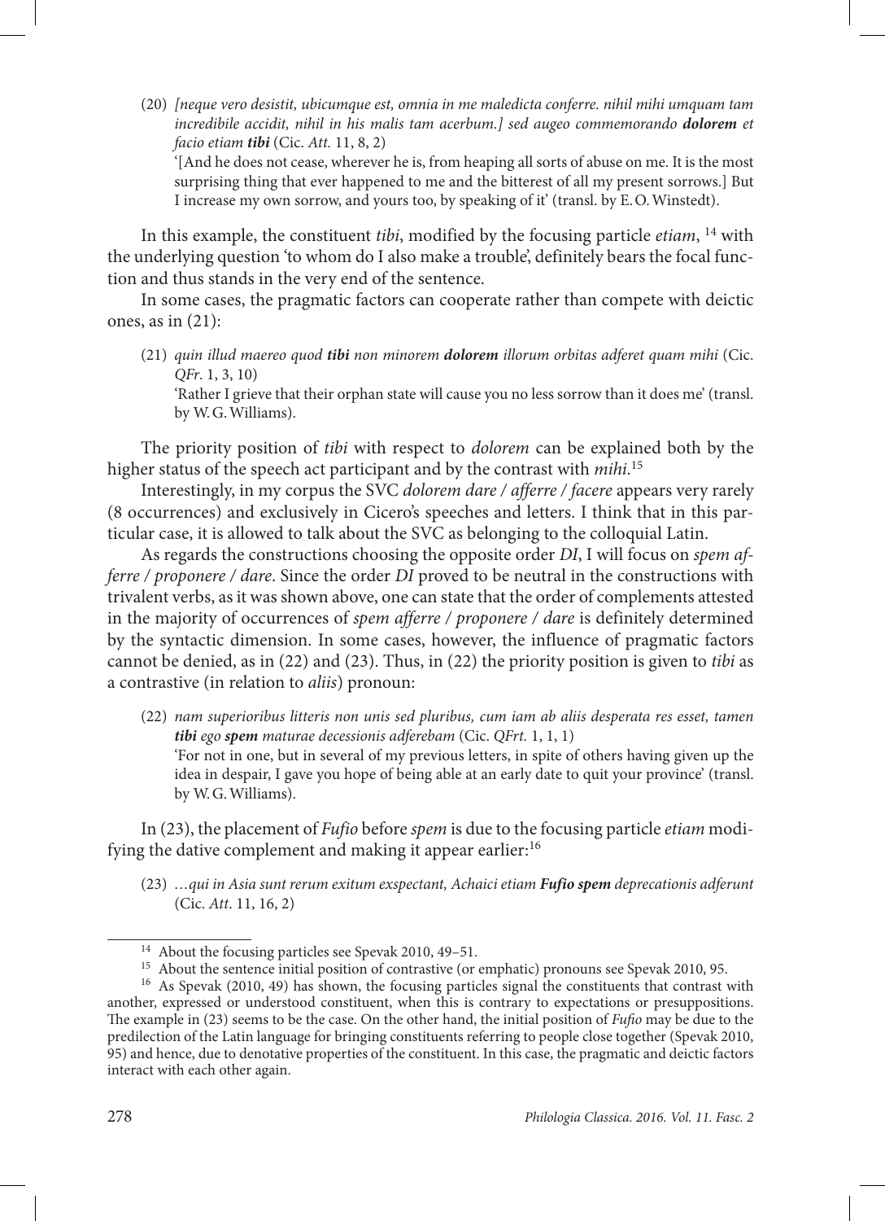(20) *[neque vero desistit, ubicumque est, omnia in me maledicta conferre. nihil mihi umquam tam incredibile accidit, nihil in his malis tam acerbum.] sed augeo commemorando **dolorem** et facio etiam **tibi*** (Cic. *Att.* 11, 8, 2)
'[And he does not cease, wherever he is, from heaping all sorts of abuse on me. It is the most surprising thing that ever happened to me and the bitterest of all my present sorrows.] But I increase my own sorrow, and yours too, by speaking of it' (transl. by E. O. Winstedt).

In this example, the constituent *tibi*, modified by the focusing particle *etiam*, [14] with the underlying question 'to whom do I also make a trouble', definitely bears the focal function and thus stands in the very end of the sentence.

In some cases, the pragmatic factors can cooperate rather than compete with deictic ones, as in (21):

(21) *quin illud maereo quod **tibi** non minorem **dolorem** illorum orbitas adferet quam mihi* (Cic. *QFr.* 1, 3, 10)
'Rather I grieve that their orphan state will cause you no less sorrow than it does me' (transl. by W. G. Williams).

The priority position of *tibi* with respect to *dolorem* can be explained both by the higher status of the speech act participant and by the contrast with *mihi*.[15]

Interestingly, in my corpus the SVC *dolorem dare / afferre / facere* appears very rarely (8 occurrences) and exclusively in Cicero's speeches and letters. I think that in this particular case, it is allowed to talk about the SVC as belonging to the colloquial Latin.

As regards the constructions choosing the opposite order *DI*, I will focus on *spem afferre / proponere / dare*. Since the order *DI* proved to be neutral in the constructions with trivalent verbs, as it was shown above, one can state that the order of complements attested in the majority of occurrences of *spem afferre / proponere / dare* is definitely determined by the syntactic dimension. In some cases, however, the influence of pragmatic factors cannot be denied, as in (22) and (23). Thus, in (22) the priority position is given to *tibi* as a contrastive (in relation to *aliis*) pronoun:

(22) *nam superioribus litteris non unis sed pluribus, cum iam ab aliis desperata res esset, tamen **tibi** ego **spem** maturae decessionis adferebam* (Cic. *QFrt.* 1, 1, 1)
'For not in one, but in several of my previous letters, in spite of others having given up the idea in despair, I gave you hope of being able at an early date to quit your province' (transl. by W. G. Williams).

In (23), the placement of *Fufio* before *spem* is due to the focusing particle *etiam* modifying the dative complement and making it appear earlier:[16]

(23) *…qui in Asia sunt rerum exitum exspectant, Achaici etiam **Fufio spem** deprecationis adferunt* (Cic. *Att.* 11, 16, 2)

---

[14] About the focusing particles see Spevak 2010, 49–51.

[15] About the sentence initial position of contrastive (or emphatic) pronouns see Spevak 2010, 95.

[16] As Spevak (2010, 49) has shown, the focusing particles signal the constituents that contrast with another, expressed or understood constituent, when this is contrary to expectations or presuppositions. The example in (23) seems to be the case. On the other hand, the initial position of *Fufio* may be due to the predilection of the Latin language for bringing constituents referring to people close together (Spevak 2010, 95) and hence, due to denotative properties of the constituent. In this case, the pragmatic and deictic factors interact with each other again.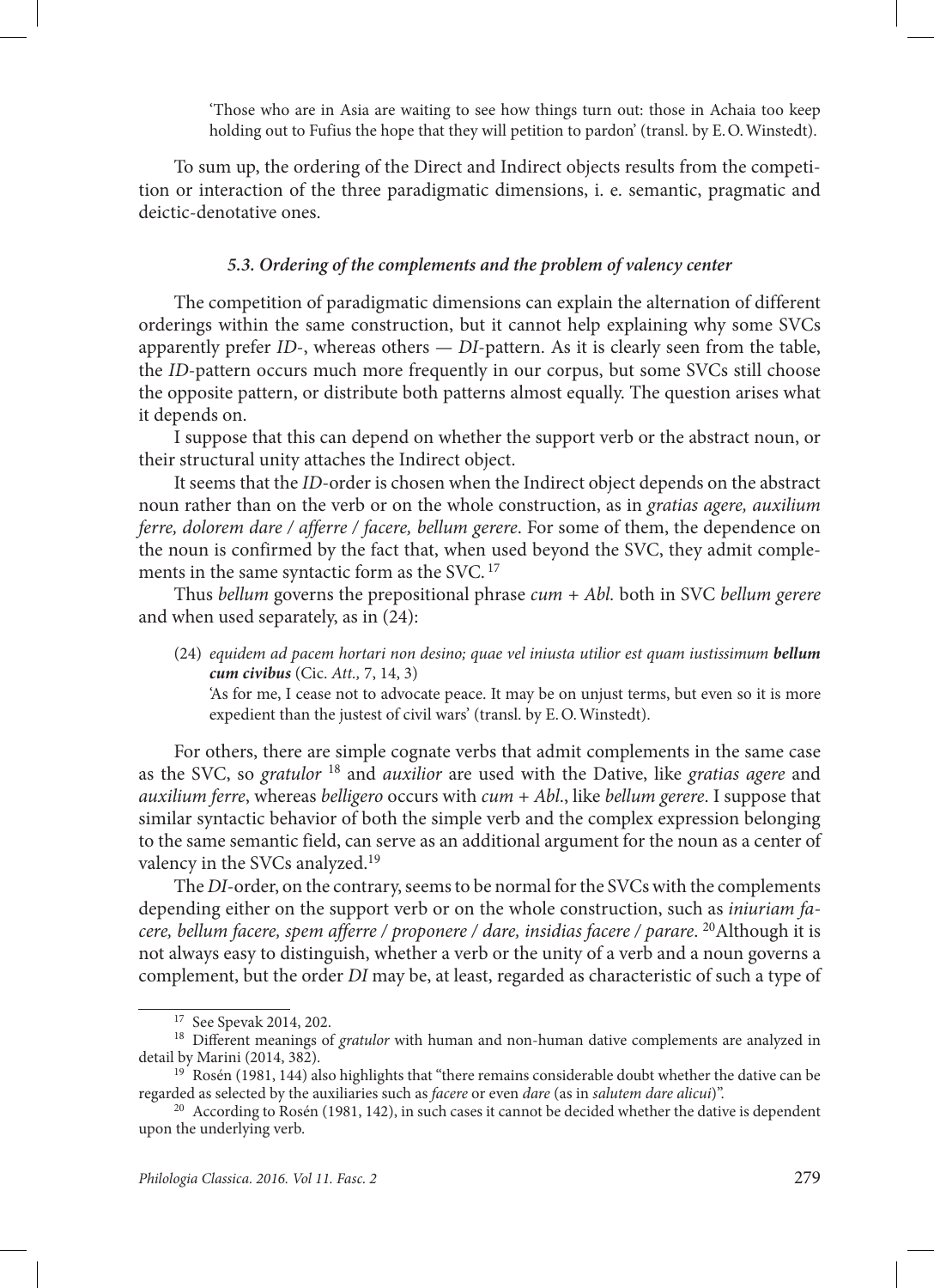'Those who are in Asia are waiting to see how things turn out: those in Achaia too keep holding out to Fufius the hope that they will petition to pardon' (transl. by E. O. Winstedt).

To sum up, the ordering of the Direct and Indirect objects results from the competition or interaction of the three paradigmatic dimensions, i. e. semantic, pragmatic and deictic-denotative ones.

### *5.3. Ordering of the complements and the problem of valency center*

The competition of paradigmatic dimensions can explain the alternation of different orderings within the same construction, but it cannot help explaining why some SVCs apparently prefer *ID*-, whereas others — *DI*-pattern. As it is clearly seen from the table, the *ID*-pattern occurs much more frequently in our corpus, but some SVCs still choose the opposite pattern, or distribute both patterns almost equally. The question arises what it depends on.

I suppose that this can depend on whether the support verb or the abstract noun, or their structural unity attaches the Indirect object.

It seems that the *ID*-order is chosen when the Indirect object depends on the abstract noun rather than on the verb or on the whole construction, as in *gratias agere, auxilium ferre, dolorem dare / afferre / facere, bellum gerere*. For some of them, the dependence on the noun is confirmed by the fact that, when used beyond the SVC, they admit complements in the same syntactic form as the SVC.[17]

Thus *bellum* governs the prepositional phrase *cum + Abl.* both in SVC *bellum gerere* and when used separately, as in (24):

(24) *equidem ad pacem hortari non desino; quae vel iniusta utilior est quam iustissimum* ***bellum cum civibus*** (Cic. *Att.,* 7, 14, 3)
'As for me, I cease not to advocate peace. It may be on unjust terms, but even so it is more expedient than the justest of civil wars' (transl. by E. O. Winstedt).

For others, there are simple cognate verbs that admit complements in the same case as the SVC, so *gratulor*[18] and *auxilior* are used with the Dative, like *gratias agere* and *auxilium ferre*, whereas *belligero* occurs with *cum + Abl.*, like *bellum gerere*. I suppose that similar syntactic behavior of both the simple verb and the complex expression belonging to the same semantic field, can serve as an additional argument for the noun as a center of valency in the SVCs analyzed.[19]

The *DI*-order, on the contrary, seems to be normal for the SVCs with the complements depending either on the support verb or on the whole construction, such as *iniuriam facere, bellum facere, spem afferre / proponere / dare, insidias facere / parare*.[20] Although it is not always easy to distinguish, whether a verb or the unity of a verb and a noun governs a complement, but the order *DI* may be, at least, regarded as characteristic of such a type of

[17] See Spevak 2014, 202.

[18] Different meanings of *gratulor* with human and non-human dative complements are analyzed in detail by Marini (2014, 382).

[19] Rosén (1981, 144) also highlights that "there remains considerable doubt whether the dative can be regarded as selected by the auxiliaries such as *facere* or even *dare* (as in *salutem dare alicui*)".

[20] According to Rosén (1981, 142), in such cases it cannot be decided whether the dative is dependent upon the underlying verb.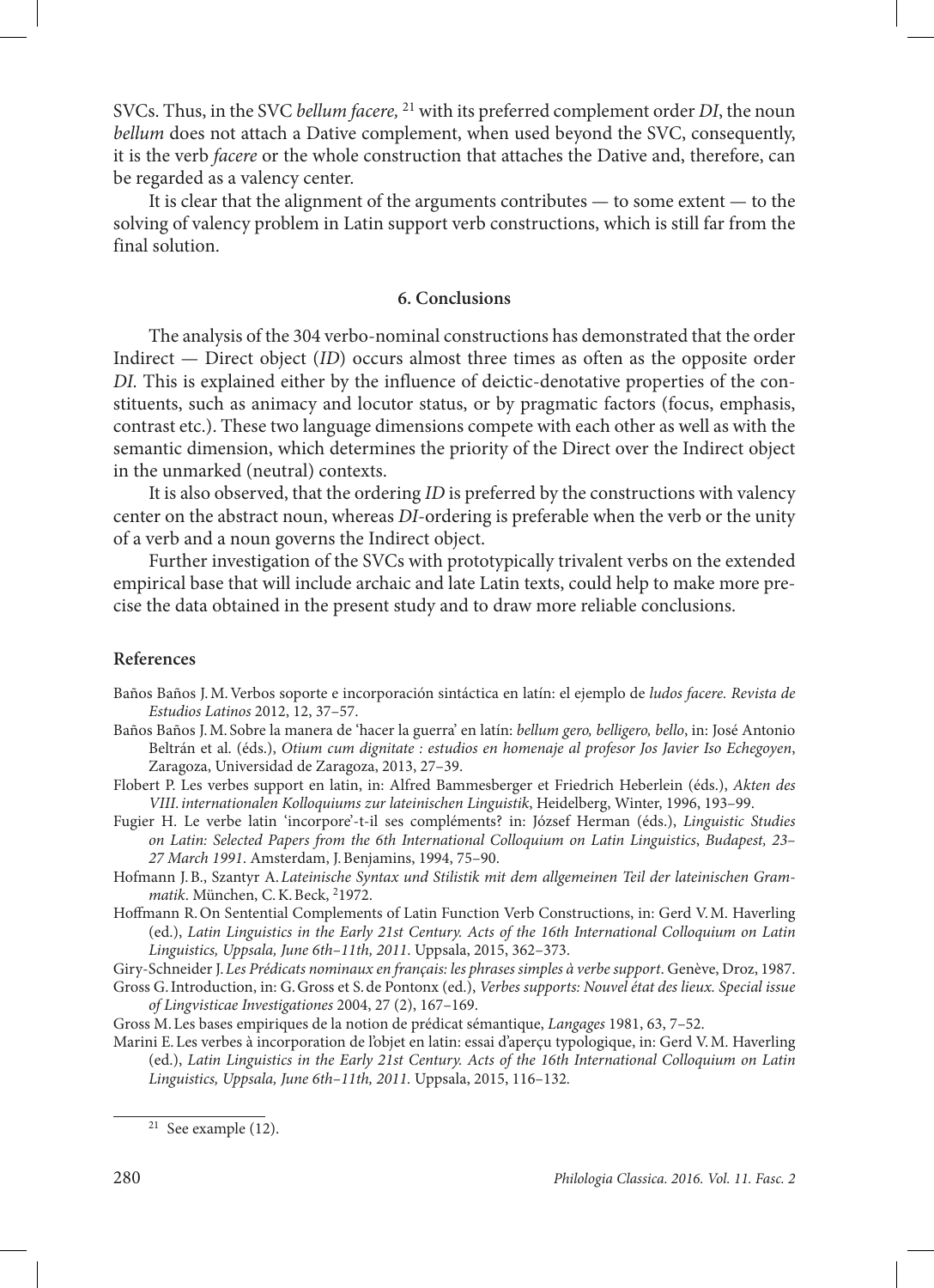SVCs. Thus, in the SVC *bellum facere,* [21] with its preferred complement order *DI*, the noun *bellum* does not attach a Dative complement, when used beyond the SVC, consequently, it is the verb *facere* or the whole construction that attaches the Dative and, therefore, can be regarded as a valency center.

It is clear that the alignment of the arguments contributes — to some extent — to the solving of valency problem in Latin support verb constructions, which is still far from the final solution.

## 6. Conclusions

The analysis of the 304 verbo-nominal constructions has demonstrated that the order Indirect — Direct object (*ID*) occurs almost three times as often as the opposite order *DI*. This is explained either by the influence of deictic-denotative properties of the constituents, such as animacy and locutor status, or by pragmatic factors (focus, emphasis, contrast etc.). These two language dimensions compete with each other as well as with the semantic dimension, which determines the priority of the Direct over the Indirect object in the unmarked (neutral) contexts.

It is also observed, that the ordering *ID* is preferred by the constructions with valency center on the abstract noun, whereas *DI*-ordering is preferable when the verb or the unity of a verb and a noun governs the Indirect object.

Further investigation of the SVCs with prototypically trivalent verbs on the extended empirical base that will include archaic and late Latin texts, could help to make more precise the data obtained in the present study and to draw more reliable conclusions.

## References

Baños Baños J. M. Verbos soporte e incorporación sintáctica en latín: el ejemplo de *ludos facere. Revista de Estudios Latinos* 2012, 12, 37–57.

Baños Baños J. M. Sobre la manera de 'hacer la guerra' en latín: *bellum gero, belligero, bello*, in: José Antonio Beltrán et al. (éds.), *Otium cum dignitate : estudios en homenaje al profesor Jos Javier Iso Echegoyen*, Zaragoza, Universidad de Zaragoza, 2013, 27–39.

Flobert P. Les verbes support en latin, in: Alfred Bammesberger et Friedrich Heberlein (éds.), *Akten des VIII. internationalen Kolloquiums zur lateinischen Linguistik*, Heidelberg, Winter, 1996, 193–99.

Fugier H. Le verbe latin 'incorpore'-t-il ses compléments? in: József Herman (éds.), *Linguistic Studies on Latin: Selected Papers from the 6th International Colloquium on Latin Linguistics*, *Budapest, 23–27 March 1991*. Amsterdam, J. Benjamins, 1994, 75–90.

Hofmann J. B., Szantyr A. *Lateinische Syntax und Stilistik mit dem allgemeinen Teil der lateinischen Grammatik*. München, C. K. Beck, [2]1972.

Hoffmann R. On Sentential Complements of Latin Function Verb Constructions, in: Gerd V. M. Haverling (ed.), *Latin Linguistics in the Early 21st Century. Acts of the 16th International Colloquium on Latin Linguistics, Uppsala, June 6th–11th, 2011*. Uppsala, 2015, 362–373.

Giry-Schneider J. *Les Prédicats nominaux en français: les phrases simples à verbe support*. Genève, Droz, 1987.

Gross G. Introduction, in: G. Gross et S. de Pontonx (ed.), *Verbes supports: Nouvel état des lieux. Special issue of Lingvisticae Investigationes* 2004, 27 (2), 167–169.

Gross M. Les bases empiriques de la notion de prédicat sémantique, *Langages* 1981, 63, 7–52.

Marini E. Les verbes à incorporation de l'objet en latin: essai d'aperçu typologique, in: Gerd V. M. Haverling (ed.), *Latin Linguistics in the Early 21st Century. Acts of the 16th International Colloquium on Latin Linguistics, Uppsala, June 6th–11th, 2011*. Uppsala, 2015, 116–132.

---

[21] See example (12).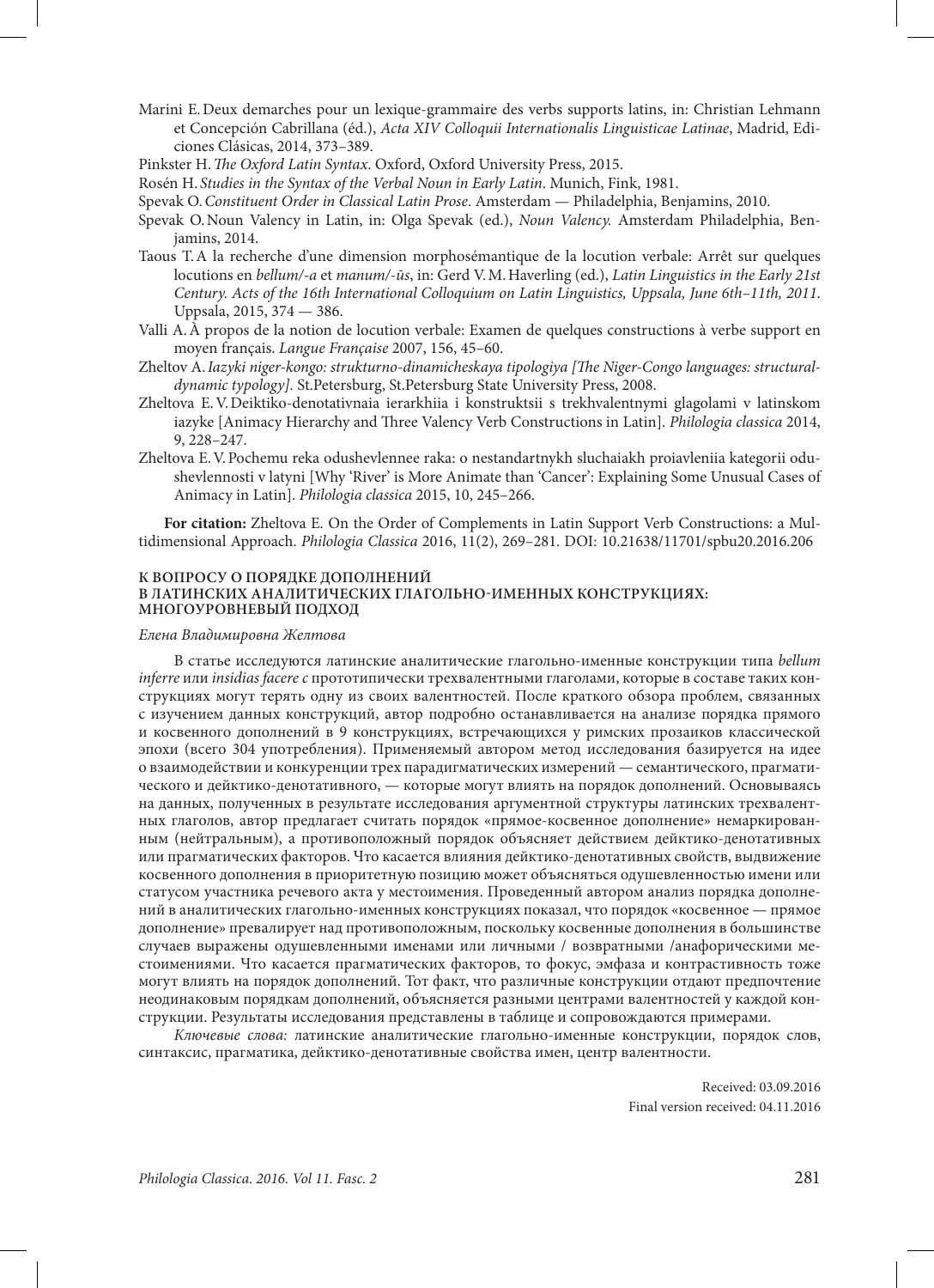Marini E. Deux demarches pour un lexique-grammaire des verbs supports latins, in: Christian Lehmann et Concepción Cabrillana (éd.), *Acta XIV Colloquii Internationalis Linguisticae Latinae*, Madrid, Ediciones Clásicas, 2014, 373–389.

Pinkster H. *The Oxford Latin Syntax*. Oxford, Oxford University Press, 2015.

Rosén H. *Studies in the Syntax of the Verbal Noun in Early Latin*. Munich, Fink, 1981.

Spevak O. *Constituent Order in Classical Latin Prose*. Amsterdam — Philadelphia, Benjamins, 2010.

Spevak O. Noun Valency in Latin, in: Olga Spevak (ed.), *Noun Valency*. Amsterdam Philadelphia, Benjamins, 2014.

Taous T. A la recherche d'une dimension morphosémantique de la locution verbale: Arrêt sur quelques locutions en *bellum/-a* et *manum/-ūs*, in: Gerd V. M. Haverling (ed.), *Latin Linguistics in the Early 21st Century. Acts of the 16th International Colloquium on Latin Linguistics, Uppsala, June 6th–11th, 2011*. Uppsala, 2015, 374 — 386.

Valli A. À propos de la notion de locution verbale: Examen de quelques constructions à verbe support en moyen français. *Langue Française* 2007, 156, 45–60.

Zheltov A. *Iazyki niger-kongo: strukturno-dinamicheskaya tipologiya [The Niger-Congo languages: structural-dynamic typology]*. St.Petersburg, St.Petersburg State University Press, 2008.

Zheltova E. V. Deiktiko-denotativnaia ierarkhiia i konstruktsii s trekhvalentnymi glagolami v latinskom iazyke [Animacy Hierarchy and Three Valency Verb Constructions in Latin]. *Philologia classica* 2014, 9, 228–247.

Zheltova E. V. Pochemu reka odushevlennee raka: o nestandartnykh sluchaiakh proiavleniia kategorii odushevlennosti v latyni [Why 'River' is More Animate than 'Cancer': Explaining Some Unusual Cases of Animacy in Latin]. *Philologia classica* 2015, 10, 245–266.

**For citation:** Zheltova E. On the Order of Complements in Latin Support Verb Constructions: a Multidimensional Approach. *Philologia Classica* 2016, 11(2), 269–281. DOI: 10.21638/11701/spbu20.2016.206

## К ВОПРОСУ О ПОРЯДКЕ ДОПОЛНЕНИЙ В ЛАТИНСКИХ АНАЛИТИЧЕСКИХ ГЛАГОЛЬНО-ИМЕННЫХ КОНСТРУКЦИЯХ: МНОГОУРОВНЕВЫЙ ПОДХОД

*Елена Владимировна Желтова*

В статье исследуются латинские аналитические глагольно-именные конструкции типа *bellum inferre* или *insidias facere* с прототипически трехвалентными глаголами, которые в составе таких конструкций могут терять одну из своих валентностей. После краткого обзора проблем, связанных с изучением данных конструкций, автор подробно останавливается на анализе порядка прямого и косвенного дополнений в 9 конструкциях, встречающихся у римских прозаиков классической эпохи (всего 304 употребления). Применяемый автором метод исследования базируется на идее о взаимодействии и конкуренции трех парадигматических измерений — семантического, прагматического и дейктико-денотативного, — которые могут влиять на порядок дополнений. Основываясь на данных, полученных в результате исследования аргументной структуры латинских трехвалентных глаголов, автор предлагает считать порядок «прямое-косвенное дополнение» немаркированным (нейтральным), а противоположный порядок объясняет действием дейктико-денотативных или прагматических факторов. Что касается влияния дейктико-денотативных свойств, выдвижение косвенного дополнения в приоритетную позицию может объясняться одушевленностью имени или статусом участника речевого акта у местоимения. Проведенный автором анализ порядка дополнений в аналитических глагольно-именных конструкциях показал, что порядок «косвенное — прямое дополнение» превалирует над противоположным, поскольку косвенные дополнения в большинстве случаев выражены одушевленными именами или личными / возвратными /анафорическими местоимениями. Что касается прагматических факторов, то фокус, эмфаза и контрастивность тоже могут влиять на порядок дополнений. Тот факт, что различные конструкции отдают предпочтение неодинаковым порядкам дополнений, объясняется разными центрами валентностей у каждой конструкции. Результаты исследования представлены в таблице и сопровождаются примерами.

*Ключевые слова:* латинские аналитические глагольно-именные конструкции, порядок слов, синтаксис, прагматика, дейктико-денотативные свойства имен, центр валентности.

Received: 03.09.2016
Final version received: 04.11.2016